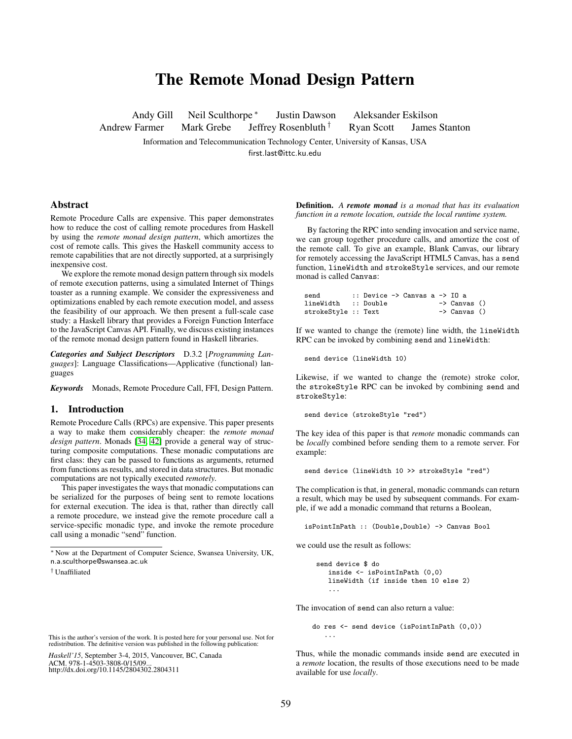# The Remote Monad Design Pattern

Andy Gill  Neil Sculthorpe *  Justin Dawson  Aleksander Eskilson
Andrew Farmer  Mark Grebe  Jeffrey Rosenbluth †  Ryan Scott  James Stanton

Information and Telecommunication Technology Center, University of Kansas, USA
first.last@ittc.ku.edu

## Abstract

Remote Procedure Calls are expensive. This paper demonstrates how to reduce the cost of calling remote procedures from Haskell by using the *remote monad design pattern*, which amortizes the cost of remote calls. This gives the Haskell community access to remote capabilities that are not directly supported, at a surprisingly inexpensive cost.

We explore the remote monad design pattern through six models of remote execution patterns, using a simulated Internet of Things toaster as a running example. We consider the expressiveness and optimizations enabled by each remote execution model, and assess the feasibility of our approach. We then present a full-scale case study: a Haskell library that provides a Foreign Function Interface to the JavaScript Canvas API. Finally, we discuss existing instances of the remote monad design pattern found in Haskell libraries.

***Categories and Subject Descriptors*** D.3.2 [*Programming Languages*]: Language Classifications—Applicative (functional) languages

***Keywords*** Monads, Remote Procedure Call, FFI, Design Pattern.

## 1. Introduction

Remote Procedure Calls (RPCs) are expensive. This paper presents a way to make them considerably cheaper: the *remote monad design pattern*. Monads [34, 42] provide a general way of structuring composite computations. These monadic computations are first class: they can be passed to functions as arguments, returned from functions as results, and stored in data structures. But monadic computations are not typically executed *remotely*.

This paper investigates the ways that monadic computations can be serialized for the purposes of being sent to remote locations for external execution. The idea is that, rather than directly call a remote procedure, we instead give the remote procedure call a service-specific monadic type, and invoke the remote procedure call using a monadic "send" function.

**Definition.** *A* ***remote monad*** *is a monad that has its evaluation function in a remote location, outside the local runtime system.*

By factoring the RPC into sending invocation and service name, we can group together procedure calls, and amortize the cost of the remote call. To give an example, Blank Canvas, our library for remotely accessing the JavaScript HTML5 Canvas, has a `send` function, `lineWidth` and `strokeStyle` services, and our remote monad is called `Canvas`:

```
send        :: Device -> Canvas a -> IO a
lineWidth   :: Double             -> Canvas ()
strokeStyle :: Text               -> Canvas ()
```

If we wanted to change the (remote) line width, the `lineWidth` RPC can be invoked by combining `send` and `lineWidth`:

```
send device (lineWidth 10)
```

Likewise, if we wanted to change the (remote) stroke color, the `strokeStyle` RPC can be invoked by combining `send` and `strokeStyle`:

```
send device (strokeStyle "red")
```

The key idea of this paper is that *remote* monadic commands can be *locally* combined before sending them to a remote server. For example:

```
send device (lineWidth 10 >> strokeStyle "red")
```

The complication is that, in general, monadic commands can return a result, which may be used by subsequent commands. For example, if we add a monadic command that returns a Boolean,

```
isPointInPath :: (Double,Double) -> Canvas Bool
```

we could use the result as follows:

```
send device $ do
  inside <- isPointInPath (0,0)
  lineWidth (if inside then 10 else 2)
  ...
```

The invocation of `send` can also return a value:

```
do res <- send device (isPointInPath (0,0))
   ...
```

Thus, while the monadic commands inside `send` are executed in a *remote* location, the results of those executions need to be made available for use *locally*.

---

* Now at the Department of Computer Science, Swansea University, UK, n.a.sculthorpe@swansea.ac.uk

† Unaffiliated

This is the author's version of the work. It is posted here for your personal use. Not for redistribution. The definitive version was published in the following publication:

*Haskell'15*, September 3-4, 2015, Vancouver, BC, Canada
ACM. 978-1-4503-3808-0/15/09...
http://dx.doi.org/10.1145/2804302.2804311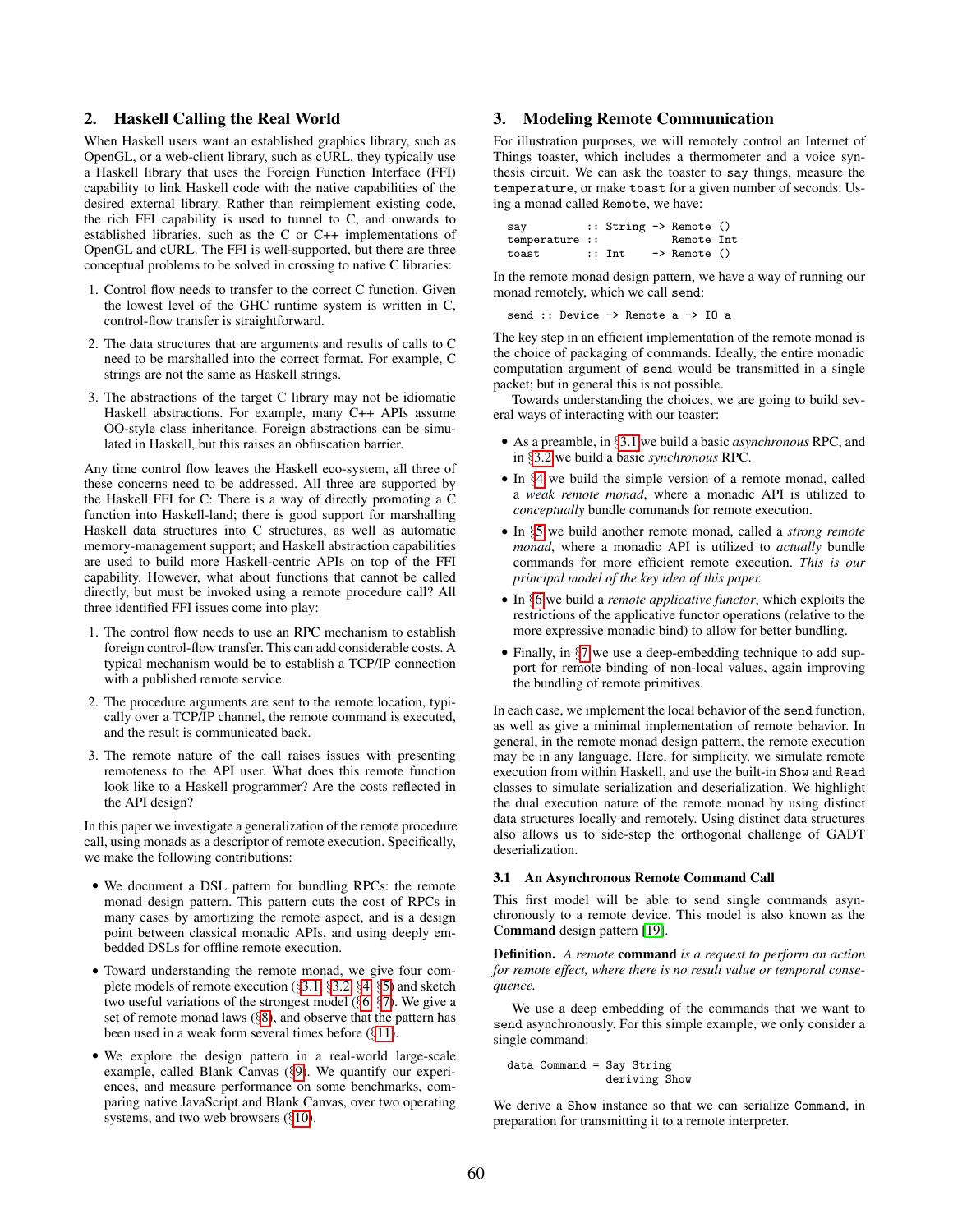## 2. Haskell Calling the Real World

When Haskell users want an established graphics library, such as OpenGL, or a web-client library, such as cURL, they typically use a Haskell library that uses the Foreign Function Interface (FFI) capability to link Haskell code with the native capabilities of the desired external library. Rather than reimplement existing code, the rich FFI capability is used to tunnel to C, and onwards to established libraries, such as the C or C++ implementations of OpenGL and cURL. The FFI is well-supported, but there are three conceptual problems to be solved in crossing to native C libraries:

1. Control flow needs to transfer to the correct C function. Given the lowest level of the GHC runtime system is written in C, control-flow transfer is straightforward.
2. The data structures that are arguments and results of calls to C need to be marshalled into the correct format. For example, C strings are not the same as Haskell strings.
3. The abstractions of the target C library may not be idiomatic Haskell abstractions. For example, many C++ APIs assume OO-style class inheritance. Foreign abstractions can be simulated in Haskell, but this raises an obfuscation barrier.

Any time control flow leaves the Haskell eco-system, all three of these concerns need to be addressed. All three are supported by the Haskell FFI for C: There is a way of directly promoting a C function into Haskell-land; there is good support for marshalling Haskell data structures into C structures, as well as automatic memory-management support; and Haskell abstraction capabilities are used to build more Haskell-centric APIs on top of the FFI capability. However, what about functions that cannot be called directly, but must be invoked using a remote procedure call? All three identified FFI issues come into play:

1. The control flow needs to use an RPC mechanism to establish foreign control-flow transfer. This can add considerable costs. A typical mechanism would be to establish a TCP/IP connection with a published remote service.
2. The procedure arguments are sent to the remote location, typically over a TCP/IP channel, the remote command is executed, and the result is communicated back.
3. The remote nature of the call raises issues with presenting remoteness to the API user. What does this remote function look like to a Haskell programmer? Are the costs reflected in the API design?

In this paper we investigate a generalization of the remote procedure call, using monads as a descriptor of remote execution. Specifically, we make the following contributions:

- We document a DSL pattern for bundling RPCs: the remote monad design pattern. This pattern cuts the cost of RPCs in many cases by amortizing the remote aspect, and is a design point between classical monadic APIs, and using deeply embedded DSLs for offline remote execution.
- Toward understanding the remote monad, we give four complete models of remote execution (§3.1, §3.2, §4, §5) and sketch two useful variations of the strongest model (§6, §7). We give a set of remote monad laws (§8), and observe that the pattern has been used in a weak form several times before (§11).
- We explore the design pattern in a real-world large-scale example, called Blank Canvas (§9). We quantify our experiences, and measure performance on some benchmarks, comparing native JavaScript and Blank Canvas, over two operating systems, and two web browsers (§10).

## 3. Modeling Remote Communication

For illustration purposes, we will remotely control an Internet of Things toaster, which includes a thermometer and a voice synthesis circuit. We can ask the toaster to `say` things, measure the `temperature`, or make `toast` for a given number of seconds. Using a monad called `Remote`, we have:

```
say         :: String -> Remote ()
temperature ::           Remote Int
toast       :: Int    -> Remote ()
```

In the remote monad design pattern, we have a way of running our monad remotely, which we call `send`:

```
send :: Device -> Remote a -> IO a
```

The key step in an efficient implementation of the remote monad is the choice of packaging of commands. Ideally, the entire monadic computation argument of `send` would be transmitted in a single packet; but in general this is not possible.

Towards understanding the choices, we are going to build several ways of interacting with our toaster:

- As a preamble, in §3.1 we build a basic *asynchronous* RPC, and in §3.2 we build a basic *synchronous* RPC.
- In §4 we build the simple version of a remote monad, called a *weak remote monad*, where a monadic API is utilized to *conceptually* bundle commands for remote execution.
- In §5 we build another remote monad, called a *strong remote monad*, where a monadic API is utilized to *actually* bundle commands for more efficient remote execution. *This is our principal model of the key idea of this paper.*
- In §6 we build a *remote applicative functor*, which exploits the restrictions of the applicative functor operations (relative to the more expressive monadic bind) to allow for better bundling.
- Finally, in §7 we use a deep-embedding technique to add support for remote binding of non-local values, again improving the bundling of remote primitives.

In each case, we implement the local behavior of the `send` function, as well as give a minimal implementation of remote behavior. In general, in the remote monad design pattern, the remote execution may be in any language. Here, for simplicity, we simulate remote execution from within Haskell, and use the built-in `Show` and `Read` classes to simulate serialization and deserialization. We highlight the dual execution nature of the remote monad by using distinct data structures locally and remotely. Using distinct data structures also allows us to side-step the orthogonal challenge of GADT deserialization.

### 3.1 An Asynchronous Remote Command Call

This first model will be able to send single commands asynchronously to a remote device. This model is also known as the **Command** design pattern [19].

**Definition.** *A remote* **command** *is a request to perform an action for remote effect, where there is no result value or temporal consequence.*

We use a deep embedding of the commands that we want to `send` asynchronously. For this simple example, we only consider a single command:

```
data Command = Say String
             deriving Show
```

We derive a `Show` instance so that we can serialize `Command`, in preparation for transmitting it to a remote interpreter.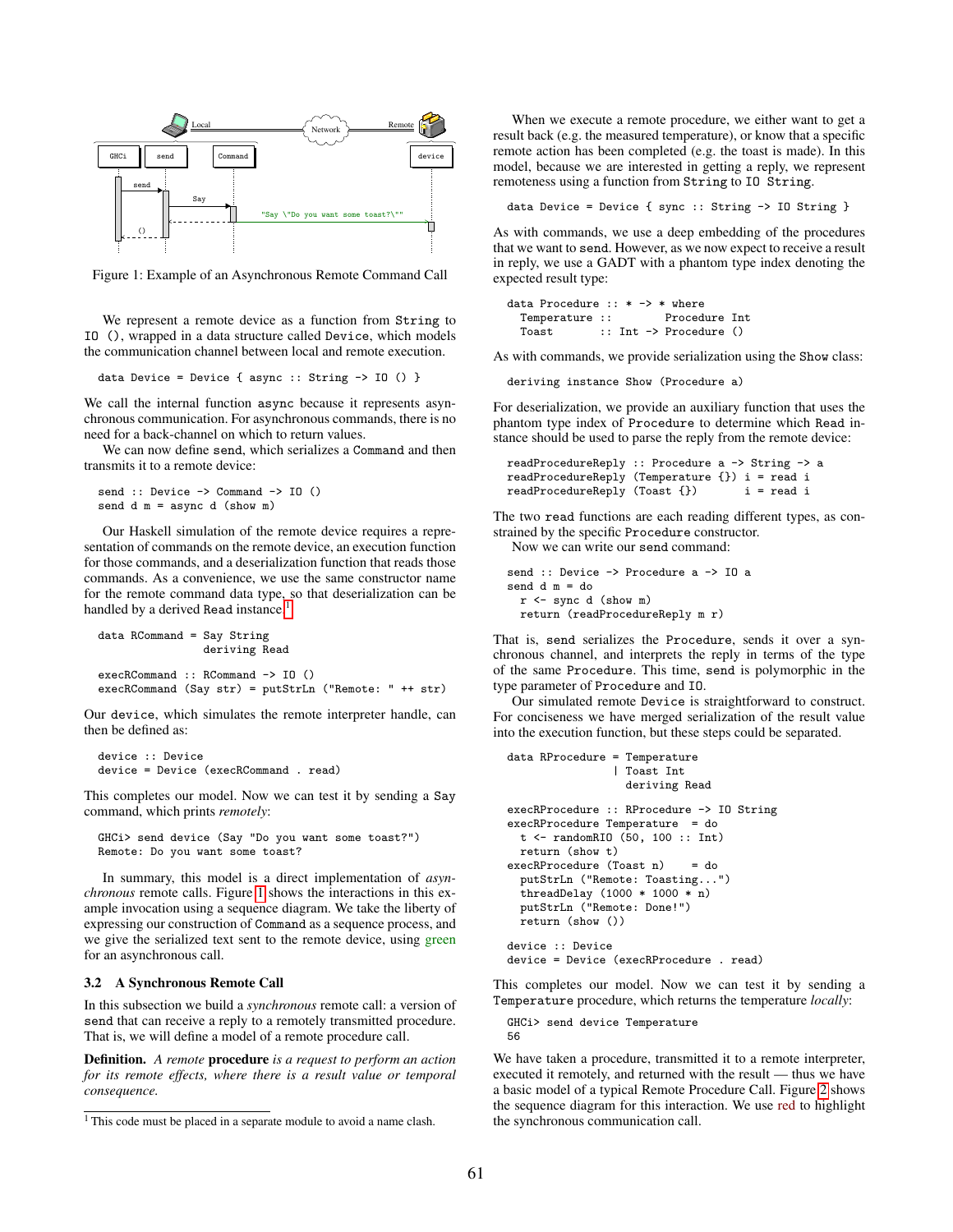Figure 1: Example of an Asynchronous Remote Command Call

We represent a remote device as a function from `String` to `IO ()`, wrapped in a data structure called `Device`, which models the communication channel between local and remote execution.

```
data Device = Device { async :: String -> IO () }
```

We call the internal function `async` because it represents asynchronous communication. For asynchronous commands, there is no need for a back-channel on which to return values.

We can now define `send`, which serializes a `Command` and then transmits it to a remote device:

```
send :: Device -> Command -> IO ()
send d m = async d (show m)
```

Our Haskell simulation of the remote device requires a representation of commands on the remote device, an execution function for those commands, and a deserialization function that reads those commands. As a convenience, we use the same constructor name for the remote command data type, so that deserialization can be handled by a derived `Read` instance.[1]

```
data RCommand = Say String
                deriving Read

execRCommand :: RCommand -> IO ()
execRCommand (Say str) = putStrLn ("Remote: " ++ str)
```

Our `device`, which simulates the remote interpreter handle, can then be defined as:

```
device :: Device
device = Device (execRCommand . read)
```

This completes our model. Now we can test it by sending a `Say` command, which prints *remotely*:

```
GHCi> send device (Say "Do you want some toast?")
Remote: Do you want some toast?
```

In summary, this model is a direct implementation of *asynchronous* remote calls. Figure 1 shows the interactions in this example invocation using a sequence diagram. We take the liberty of expressing our construction of `Command` as a sequence process, and we give the serialized text sent to the remote device, using green for an asynchronous call.

### 3.2 A Synchronous Remote Call

In this subsection we build a *synchronous* remote call: a version of `send` that can receive a reply to a remotely transmitted procedure. That is, we will define a model of a remote procedure call.

**Definition.** *A remote* **procedure** *is a request to perform an action for its remote effects, where there is a result value or temporal consequence.*

[1] This code must be placed in a separate module to avoid a name clash.

When we execute a remote procedure, we either want to get a result back (e.g. the measured temperature), or know that a specific remote action has been completed (e.g. the toast is made). In this model, because we are interested in getting a reply, we represent remoteness using a function from `String` to `IO String`.

```
data Device = Device { sync :: String -> IO String }
```

As with commands, we use a deep embedding of the procedures that we want to `send`. However, as we now expect to receive a result in reply, we use a GADT with a phantom type index denoting the expected result type:

```
data Procedure :: * -> * where
  Temperature ::        Procedure Int
  Toast       :: Int -> Procedure ()
```

As with commands, we provide serialization using the `Show` class:

```
deriving instance Show (Procedure a)
```

For deserialization, we provide an auxiliary function that uses the phantom type index of `Procedure` to determine which `Read` instance should be used to parse the reply from the remote device:

```
readProcedureReply :: Procedure a -> String -> a
readProcedureReply (Temperature {}) i = read i
readProcedureReply (Toast {})       i = read i
```

The two `read` functions are each reading different types, as constrained by the specific `Procedure` constructor.

Now we can write our `send` command:

```
send :: Device -> Procedure a -> IO a
send d m = do
  r <- sync d (show m)
  return (readProcedureReply m r)
```

That is, `send` serializes the `Procedure`, sends it over a synchronous channel, and interprets the reply in terms of the type of the same `Procedure`. This time, `send` is polymorphic in the type parameter of `Procedure` and `IO`.

Our simulated remote `Device` is straightforward to construct. For conciseness we have merged serialization of the result value into the execution function, but these steps could be separated.

```
data RProcedure = Temperature
                | Toast Int
                  deriving Read

execRProcedure :: RProcedure -> IO String
execRProcedure Temperature  = do
  t <- randomRIO (50, 100 :: Int)
  return (show t)
execRProcedure (Toast n)    = do
  putStrLn ("Remote: Toasting...")
  threadDelay (1000 * 1000 * n)
  putStrLn ("Remote: Done!")
  return (show ())

device :: Device
device = Device (execRProcedure . read)
```

This completes our model. Now we can test it by sending a `Temperature` procedure, which returns the temperature *locally*:

```
GHCi> send device Temperature
56
```

We have taken a procedure, transmitted it to a remote interpreter, executed it remotely, and returned with the result — thus we have a basic model of a typical Remote Procedure Call. Figure 2 shows the sequence diagram for this interaction. We use red to highlight the synchronous communication call.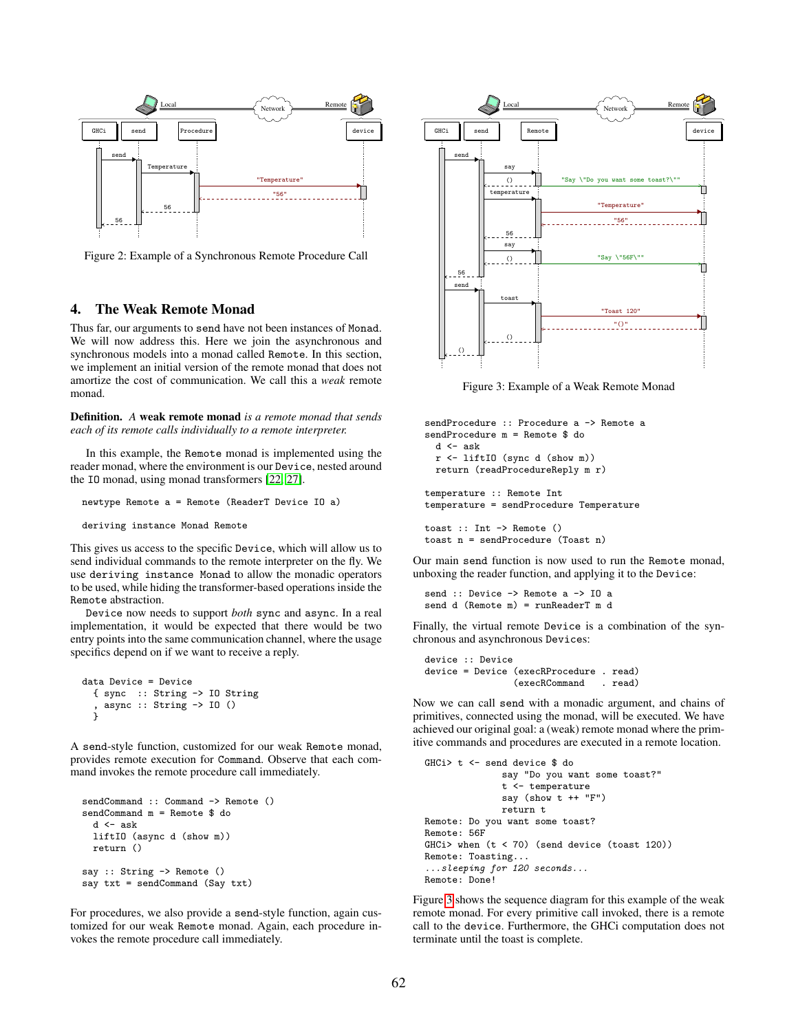Figure 2: Example of a Synchronous Remote Procedure Call

## 4. The Weak Remote Monad

Thus far, our arguments to `send` have not been instances of `Monad`. We will now address this. Here we join the asynchronous and synchronous models into a monad called `Remote`. In this section, we implement an initial version of the remote monad that does not amortize the cost of communication. We call this a *weak* remote monad.

**Definition.** *A* **weak remote monad** *is a remote monad that sends each of its remote calls individually to a remote interpreter.*

In this example, the `Remote` monad is implemented using the reader monad, where the environment is our `Device`, nested around the `IO` monad, using monad transformers [22, 27].

```
newtype Remote a = Remote (ReaderT Device IO a)

deriving instance Monad Remote
```

This gives us access to the specific `Device`, which will allow us to send individual commands to the remote interpreter on the fly. We use `deriving instance Monad` to allow the monadic operators to be used, while hiding the transformer-based operations inside the `Remote` abstraction.

`Device` now needs to support *both* `sync` and `async`. In a real implementation, it would be expected that there would be two entry points into the same communication channel, where the usage specifics depend on if we want to receive a reply.

```
data Device = Device
  { sync  :: String -> IO String
  , async :: String -> IO ()
  }
```

A `send`-style function, customized for our weak `Remote` monad, provides remote execution for `Command`. Observe that each command invokes the remote procedure call immediately.

```
sendCommand :: Command -> Remote ()
sendCommand m = Remote $ do
  d <- ask
  liftIO (async d (show m))
  return ()

say :: String -> Remote ()
say txt = sendCommand (Say txt)
```

For procedures, we also provide a `send`-style function, again customized for our weak `Remote` monad. Again, each procedure invokes the remote procedure call immediately.

Figure 3: Example of a Weak Remote Monad

```
sendProcedure :: Procedure a -> Remote a
sendProcedure m = Remote $ do
  d <- ask
  r <- liftIO (sync d (show m))
  return (readProcedureReply m r)

temperature :: Remote Int
temperature = sendProcedure Temperature

toast :: Int -> Remote ()
toast n = sendProcedure (Toast n)
```

Our main `send` function is now used to run the `Remote` monad, unboxing the reader function, and applying it to the `Device`:

```
send :: Device -> Remote a -> IO a
send d (Remote m) = runReaderT m d
```

Finally, the virtual remote `Device` is a combination of the synchronous and asynchronous `Device`s:

```
device :: Device
device = Device (execRProcedure . read)
                (execRCommand   . read)
```

Now we can call `send` with a monadic argument, and chains of primitives, connected using the monad, will be executed. We have achieved our original goal: a (weak) remote monad where the primitive commands and procedures are executed in a remote location.

```
GHCi> t <- send device $ do
             say "Do you want some toast?"
             t <- temperature
             say (show t ++ "F")
             return t
Remote: Do you want some toast?
Remote: 56F
GHCi> when (t < 70) (send device (toast 120))
Remote: Toasting...
...sleeping for 120 seconds...
Remote: Done!
```

Figure 3 shows the sequence diagram for this example of the weak remote monad. For every primitive call invoked, there is a remote call to the `device`. Furthermore, the GHCi computation does not terminate until the toast is complete.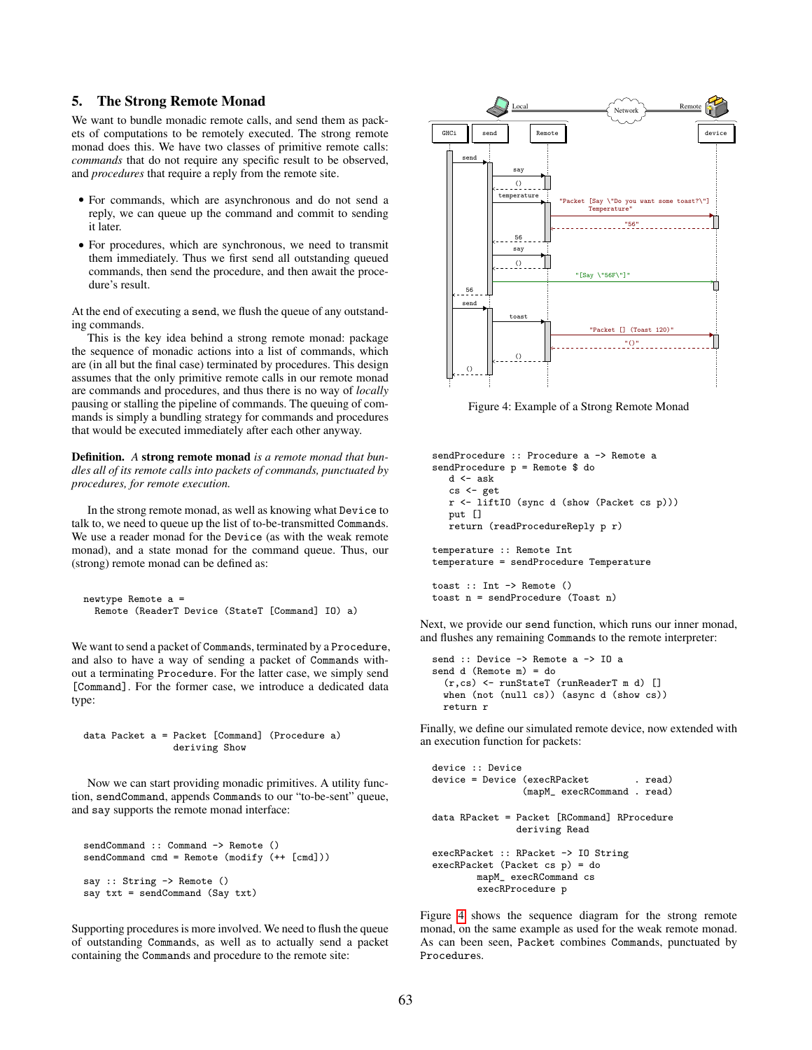## 5. The Strong Remote Monad

We want to bundle monadic remote calls, and send them as packets of computations to be remotely executed. The strong remote monad does this. We have two classes of primitive remote calls: *commands* that do not require any specific result to be observed, and *procedures* that require a reply from the remote site.

- For commands, which are asynchronous and do not send a reply, we can queue up the command and commit to sending it later.
- For procedures, which are synchronous, we need to transmit them immediately. Thus we first send all outstanding queued commands, then send the procedure, and then await the procedure's result.

At the end of executing a `send`, we flush the queue of any outstanding commands.

This is the key idea behind a strong remote monad: package the sequence of monadic actions into a list of commands, which are (in all but the final case) terminated by procedures. This design assumes that the only primitive remote calls in our remote monad are commands and procedures, and thus there is no way of *locally* pausing or stalling the pipeline of commands. The queuing of commands is simply a bundling strategy for commands and procedures that would be executed immediately after each other anyway.

**Definition.** *A* **strong remote monad** *is a remote monad that bundles all of its remote calls into packets of commands, punctuated by procedures, for remote execution.*

In the strong remote monad, as well as knowing what `Device` to talk to, we need to queue up the list of to-be-transmitted `Command`s. We use a reader monad for the `Device` (as with the weak remote monad), and a state monad for the command queue. Thus, our (strong) remote monad can be defined as:

```
newtype Remote a =
  Remote (ReaderT Device (StateT [Command] IO) a)
```

We want to send a packet of `Command`s, terminated by a `Procedure`, and also to have a way of sending a packet of `Command`s without a terminating `Procedure`. For the latter case, we simply send `[Command]`. For the former case, we introduce a dedicated data type:

```
data Packet a = Packet [Command] (Procedure a)
                deriving Show
```

Now we can start providing monadic primitives. A utility function, `sendCommand`, appends `Command`s to our "to-be-sent" queue, and `say` supports the remote monad interface:

```
sendCommand :: Command -> Remote ()
sendCommand cmd = Remote (modify (++ [cmd]))

say :: String -> Remote ()
say txt = sendCommand (Say txt)
```

Supporting procedures is more involved. We need to flush the queue of outstanding `Command`s, as well as to actually send a packet containing the `Command`s and procedure to the remote site:

Figure 4: Example of a Strong Remote Monad

```
sendProcedure :: Procedure a -> Remote a
sendProcedure p = Remote $ do
   d <- ask
   cs <- get
   r <- liftIO (sync d (show (Packet cs p)))
   put []
   return (readProcedureReply p r)

temperature :: Remote Int
temperature = sendProcedure Temperature

toast :: Int -> Remote ()
toast n = sendProcedure (Toast n)
```

Next, we provide our `send` function, which runs our inner monad, and flushes any remaining `Command`s to the remote interpreter:

```
send :: Device -> Remote a -> IO a
send d (Remote m) = do
  (r,cs) <- runStateT (runReaderT m d) []
  when (not (null cs)) (async d (show cs))
  return r
```

Finally, we define our simulated remote device, now extended with an execution function for packets:

```
device :: Device
device = Device (execRPacket        . read)
                (mapM_ execRCommand . read)

data RPacket = Packet [RCommand] RProcedure
               deriving Read

execRPacket :: RPacket -> IO String
execRPacket (Packet cs p) = do
        mapM_ execRCommand cs
        execRProcedure p
```

Figure 4 shows the sequence diagram for the strong remote monad, on the same example as used for the weak remote monad. As can been seen, `Packet` combines `Command`s, punctuated by `Procedure`s.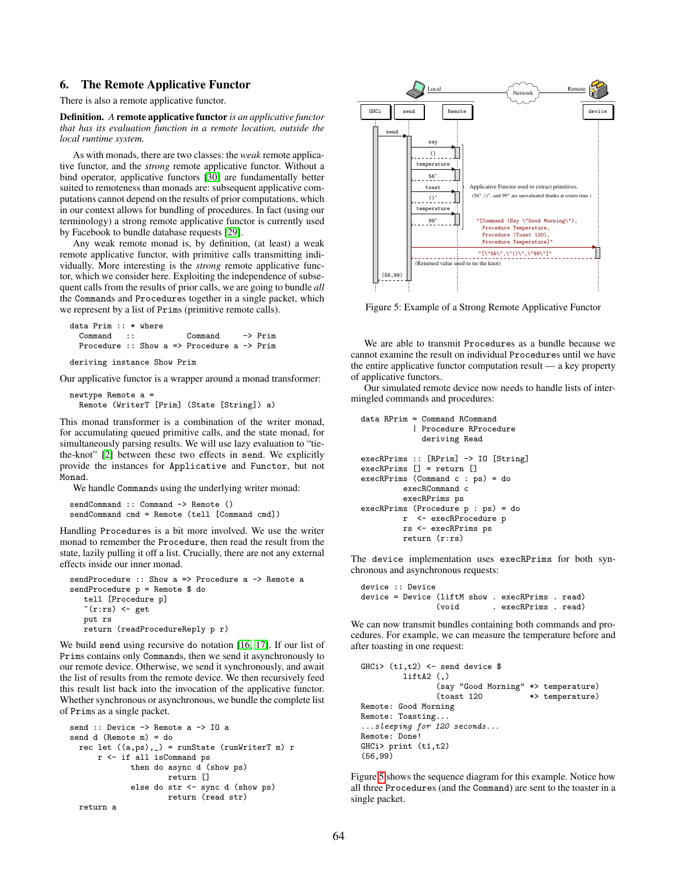## 6. The Remote Applicative Functor

There is also a remote applicative functor.

**Definition.** *A* **remote applicative functor** *is an applicative functor that has its evaluation function in a remote location, outside the local runtime system.*

As with monads, there are two classes: the *weak* remote applicative functor, and the *strong* remote applicative functor. Without a bind operator, applicative functors [30] are fundamentally better suited to remoteness than monads are: subsequent applicative computations cannot depend on the results of prior computations, which in our context allows for bundling of procedures. In fact (using our terminology) a strong remote applicative functor is currently used by Facebook to bundle database requests [29].

Any weak remote monad is, by definition, (at least) a weak remote applicative functor, with primitive calls transmitting individually. More interesting is the *strong* remote applicative functor, which we consider here. Exploiting the independence of subsequent calls from the results of prior calls, we are going to bundle *all* the Commands and Procedures together in a single packet, which we represent by a list of Prims (primitive remote calls).

```
data Prim :: * where
  Command   ::            Command     -> Prim
  Procedure :: Show a => Procedure a -> Prim

deriving instance Show Prim
```

Our applicative functor is a wrapper around a monad transformer:

```
newtype Remote a =
  Remote (WriterT [Prim] (State [String]) a)
```

This monad transformer is a combination of the writer monad, for accumulating queued primitive calls, and the state monad, for simultaneously parsing results. We will use lazy evaluation to "tie-the-knot" [2] between these two effects in send. We explicitly provide the instances for Applicative and Functor, but not Monad.

We handle Commands using the underlying writer monad:

```
sendCommand :: Command -> Remote ()
sendCommand cmd = Remote (tell [Command cmd])
```

Handling Procedures is a bit more involved. We use the writer monad to remember the Procedure, then read the result from the state, lazily pulling it off a list. Crucially, there are not any external effects inside our inner monad.

```
sendProcedure :: Show a => Procedure a -> Remote a
sendProcedure p = Remote $ do
   tell [Procedure p]
   ~(r:rs) <- get
   put rs
   return (readProcedureReply p r)
```

We build send using recursive do notation [16, 17]. If our list of Prims contains only Commands, then we send it asynchronously to our remote device. Otherwise, we send it synchronously, and await the list of results from the remote device. We then recursively feed this result list back into the invocation of the applicative functor. Whether synchronous or asynchronous, we bundle the complete list of Prims as a single packet.

```
send :: Device -> Remote a -> IO a
send d (Remote m) = do
  rec let ((a,ps),_) = runState (runWriterT m) r
      r <- if all isCommand ps
             then do async d (show ps)
                     return []
             else do str <- sync d (show ps)
                     return (read str)
  return a
```

Figure 5: Example of a Strong Remote Applicative Functor

We are able to transmit Procedures as a bundle because we cannot examine the result on individual Procedures until we have the entire applicative functor computation result — a key property of applicative functors.

Our simulated remote device now needs to handle lists of intermingled commands and procedures:

```
data RPrim = Command RCommand
           | Procedure RProcedure
             deriving Read

execRPrims :: [RPrim] -> IO [String]
execRPrims [] = return []
execRPrims (Command c : ps) = do
         execRCommand c
         execRPrims ps
execRPrims (Procedure p : ps) = do
         r  <- execRProcedure p
         rs <- execRPrims ps
         return (r:rs)
```

The device implementation uses execRPrims for both synchronous and asynchronous requests:

```
device :: Device
device = Device (liftM show . execRPrims . read)
                (void       . execRPrims . read)
```

We can now transmit bundles containing both commands and procedures. For example, we can measure the temperature before and after toasting in one request:

```
GHCi> (t1,t2) <- send device $
         liftA2 (,)
                (say "Good Morning" *> temperature)
                (toast 120          *> temperature)
Remote: Good Morning
Remote: Toasting...
...sleeping for 120 seconds...
Remote: Done!
GHCi> print (t1,t2)
(56,99)
```

Figure 5 shows the sequence diagram for this example. Notice how all three Procedures (and the Command) are sent to the toaster in a single packet.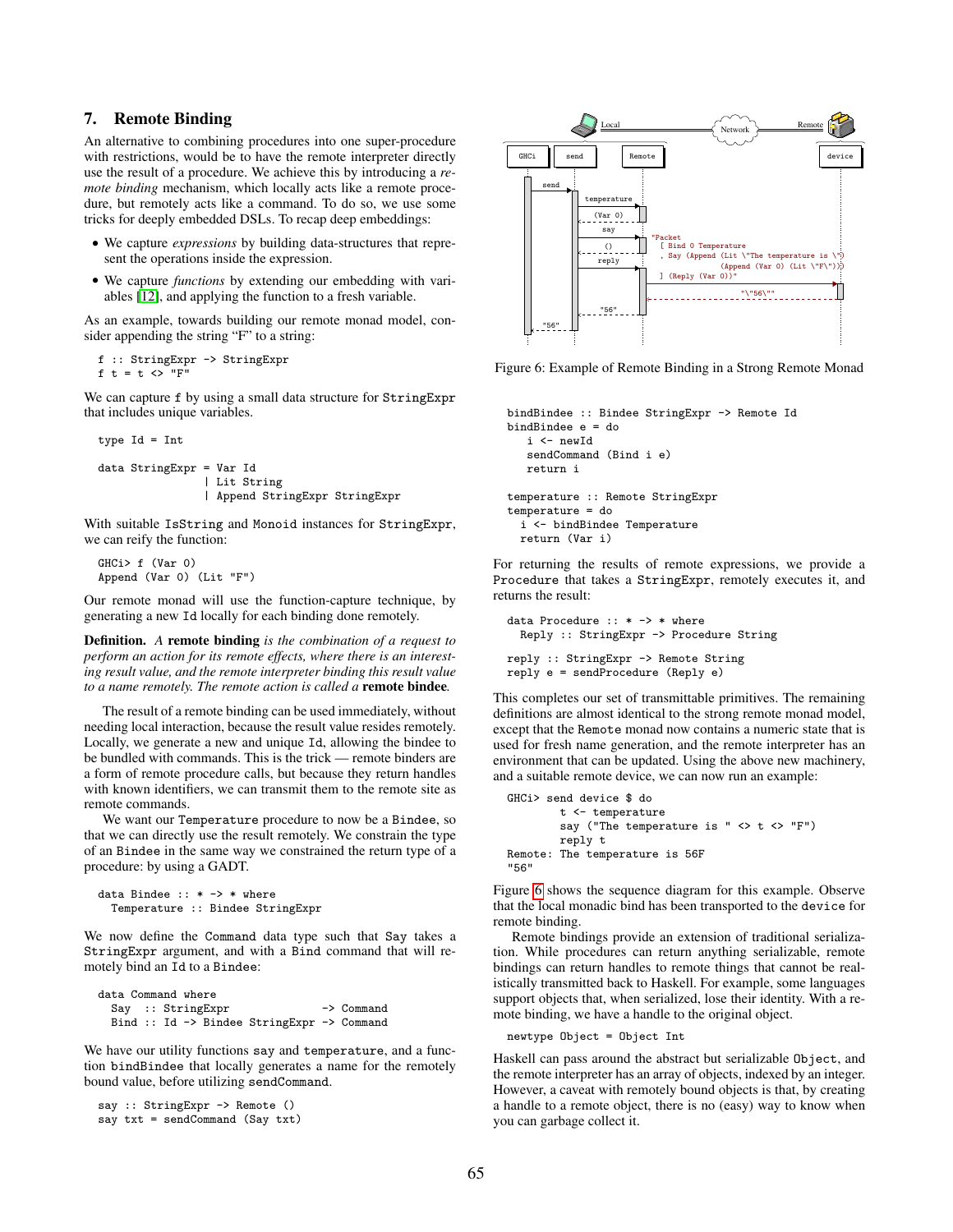## 7. Remote Binding

An alternative to combining procedures into one super-procedure with restrictions, would be to have the remote interpreter directly use the result of a procedure. We achieve this by introducing a *remote binding* mechanism, which locally acts like a remote procedure, but remotely acts like a command. To do so, we use some tricks for deeply embedded DSLs. To recap deep embeddings:

- We capture *expressions* by building data-structures that represent the operations inside the expression.
- We capture *functions* by extending our embedding with variables [12], and applying the function to a fresh variable.

As an example, towards building our remote monad model, consider appending the string "F" to a string:

```
f :: StringExpr -> StringExpr
f t = t <> "F"
```

We can capture f by using a small data structure for StringExpr that includes unique variables.

```
type Id = Int

data StringExpr = Var Id
                | Lit String
                | Append StringExpr StringExpr
```

With suitable IsString and Monoid instances for StringExpr, we can reify the function:

```
GHCi> f (Var 0)
Append (Var 0) (Lit "F")
```

Our remote monad will use the function-capture technique, by generating a new Id locally for each binding done remotely.

**Definition.** *A* **remote binding** *is the combination of a request to perform an action for its remote effects, where there is an interesting result value, and the remote interpreter binding this result value to a name remotely. The remote action is called a* **remote bindee***.*

The result of a remote binding can be used immediately, without needing local interaction, because the result value resides remotely. Locally, we generate a new and unique Id, allowing the bindee to be bundled with commands. This is the trick — remote binders are a form of remote procedure calls, but because they return handles with known identifiers, we can transmit them to the remote site as remote commands.

We want our Temperature procedure to now be a Bindee, so that we can directly use the result remotely. We constrain the type of an Bindee in the same way we constrained the return type of a procedure: by using a GADT.

```
data Bindee :: * -> * where
  Temperature :: Bindee StringExpr
```

We now define the Command data type such that Say takes a StringExpr argument, and with a Bind command that will remotely bind an Id to a Bindee:

```
data Command where
  Say  :: StringExpr               -> Command
  Bind :: Id -> Bindee StringExpr -> Command
```

We have our utility functions say and temperature, and a function bindBindee that locally generates a name for the remotely bound value, before utilizing sendCommand.

```
say :: StringExpr -> Remote ()
say txt = sendCommand (Say txt)
```

Figure 6: Example of Remote Binding in a Strong Remote Monad

```
bindBindee :: Bindee StringExpr -> Remote Id
bindBindee e = do
   i <- newId
   sendCommand (Bind i e)
   return i

temperature :: Remote StringExpr
temperature = do
  i <- bindBindee Temperature
  return (Var i)
```

For returning the results of remote expressions, we provide a Procedure that takes a StringExpr, remotely executes it, and returns the result:

```
data Procedure :: * -> * where
  Reply :: StringExpr -> Procedure String

reply :: StringExpr -> Remote String
reply e = sendProcedure (Reply e)
```

This completes our set of transmittable primitives. The remaining definitions are almost identical to the strong remote monad model, except that the Remote monad now contains a numeric state that is used for fresh name generation, and the remote interpreter has an environment that can be updated. Using the above new machinery, and a suitable remote device, we can now run an example:

```
GHCi> send device $ do
        t <- temperature
        say ("The temperature is " <> t <> "F")
        reply t
Remote: The temperature is 56F
"56"
```

Figure 6 shows the sequence diagram for this example. Observe that the local monadic bind has been transported to the device for remote binding.

Remote bindings provide an extension of traditional serialization. While procedures can return anything serializable, remote bindings can return handles to remote things that cannot be realistically transmitted back to Haskell. For example, some languages support objects that, when serialized, lose their identity. With a remote binding, we have a handle to the original object.

```
newtype Object = Object Int
```

Haskell can pass around the abstract but serializable Object, and the remote interpreter has an array of objects, indexed by an integer. However, a caveat with remotely bound objects is that, by creating a handle to a remote object, there is no (easy) way to know when you can garbage collect it.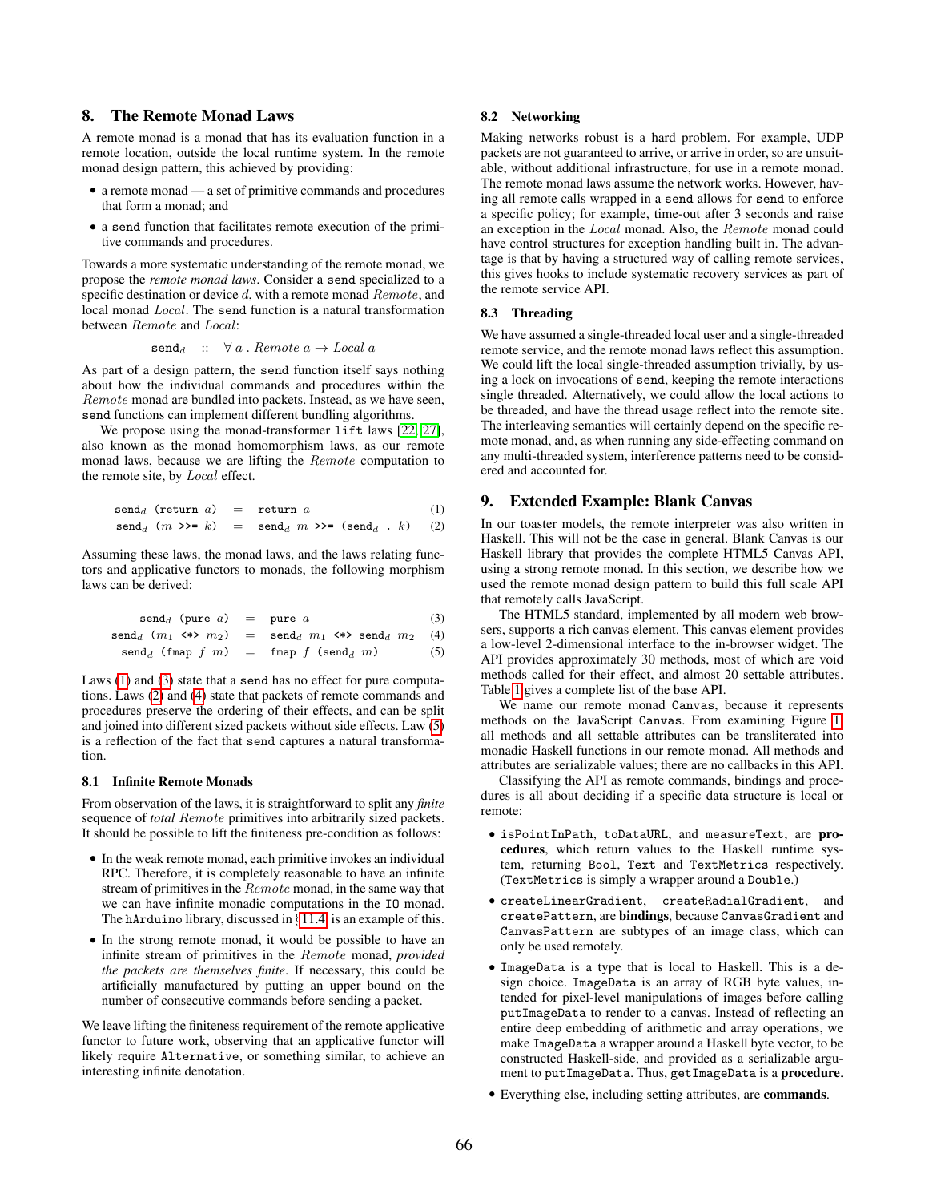## 8. The Remote Monad Laws

A remote monad is a monad that has its evaluation function in a remote location, outside the local runtime system. In the remote monad design pattern, this achieved by providing:

- a remote monad — a set of primitive commands and procedures that form a monad; and
- a send function that facilitates remote execution of the primitive commands and procedures.

Towards a more systematic understanding of the remote monad, we propose the *remote monad laws*. Consider a send specialized to a specific destination or device $d$, with a remote monad *Remote*, and local monad *Local*. The send function is a natural transformation between *Remote* and *Local*:

$$\texttt{send}_d \quad :: \quad \forall\, a\, .\, Remote\ a \rightarrow Local\ a$$

As part of a design pattern, the send function itself says nothing about how the individual commands and procedures within the *Remote* monad are bundled into packets. Instead, as we have seen, send functions can implement different bundling algorithms.

We propose using the monad-transformer lift laws [22, 27], also known as the monad homomorphism laws, as our remote monad laws, because we are lifting the *Remote* computation to the remote site, by *Local* effect.

$$\texttt{send}_d\ (\texttt{return}\ a) \quad = \quad \texttt{return}\ a \qquad (1)$$

$$\texttt{send}_d\ (m\ \texttt{>>=}\ k) \quad = \quad \texttt{send}_d\ m\ \texttt{>>=}\ (\texttt{send}_d\ .\ k) \qquad (2)$$

Assuming these laws, the monad laws, and the laws relating functors and applicative functors to monads, the following morphism laws can be derived:

$$\texttt{send}_d\ (\texttt{pure}\ a) \quad = \quad \texttt{pure}\ a \qquad (3)$$

$$\texttt{send}_d\ (m_1\ \texttt{<*>}\ m_2) \quad = \quad \texttt{send}_d\ m_1\ \texttt{<*>}\ \texttt{send}_d\ m_2 \qquad (4)$$

$$\texttt{send}_d\ (\texttt{fmap}\ f\ m) \quad = \quad \texttt{fmap}\ f\ (\texttt{send}_d\ m) \qquad (5)$$

Laws (1) and (3) state that a send has no effect for pure computations. Laws (2) and (4) state that packets of remote commands and procedures preserve the ordering of their effects, and can be split and joined into different sized packets without side effects. Law (5) is a reflection of the fact that send captures a natural transformation.

### 8.1 Infinite Remote Monads

From observation of the laws, it is straightforward to split any *finite* sequence of *total Remote* primitives into arbitrarily sized packets. It should be possible to lift the finiteness pre-condition as follows:

- In the weak remote monad, each primitive invokes an individual RPC. Therefore, it is completely reasonable to have an infinite stream of primitives in the *Remote* monad, in the same way that we can have infinite monadic computations in the IO monad. The hArduino library, discussed in §11.4, is an example of this.
- In the strong remote monad, it would be possible to have an infinite stream of primitives in the *Remote* monad, *provided the packets are themselves finite*. If necessary, this could be artificially manufactured by putting an upper bound on the number of consecutive commands before sending a packet.

We leave lifting the finiteness requirement of the remote applicative functor to future work, observing that an applicative functor will likely require Alternative, or something similar, to achieve an interesting infinite denotation.

### 8.2 Networking

Making networks robust is a hard problem. For example, UDP packets are not guaranteed to arrive, or arrive in order, so are unsuitable, without additional infrastructure, for use in a remote monad. The remote monad laws assume the network works. However, having all remote calls wrapped in a send allows for send to enforce a specific policy; for example, time-out after 3 seconds and raise an exception in the *Local* monad. Also, the *Remote* monad could have control structures for exception handling built in. The advantage is that by having a structured way of calling remote services, this gives hooks to include systematic recovery services as part of the remote service API.

### 8.3 Threading

We have assumed a single-threaded local user and a single-threaded remote service, and the remote monad laws reflect this assumption. We could lift the local single-threaded assumption trivially, by using a lock on invocations of send, keeping the remote interactions single threaded. Alternatively, we could allow the local actions to be threaded, and have the thread usage reflect into the remote site. The interleaving semantics will certainly depend on the specific remote monad, and, as when running any side-effecting command on any multi-threaded system, interference patterns need to be considered and accounted for.

## 9. Extended Example: Blank Canvas

In our toaster models, the remote interpreter was also written in Haskell. This will not be the case in general. Blank Canvas is our Haskell library that provides the complete HTML5 Canvas API, using a strong remote monad. In this section, we describe how we used the remote monad design pattern to build this full scale API that remotely calls JavaScript.

The HTML5 standard, implemented by all modern web browsers, supports a rich canvas element. This canvas element provides a low-level 2-dimensional interface to the in-browser widget. The API provides approximately 30 methods, most of which are void methods called for their effect, and almost 20 settable attributes. Table 1 gives a complete list of the base API.

We name our remote monad Canvas, because it represents methods on the JavaScript Canvas. From examining Figure 1, all methods and all settable attributes can be transliterated into monadic Haskell functions in our remote monad. All methods and attributes are serializable values; there are no callbacks in this API.

Classifying the API as remote commands, bindings and procedures is all about deciding if a specific data structure is local or remote:

- isPointInPath, toDataURL, and measureText, are **procedures**, which return values to the Haskell runtime system, returning Bool, Text and TextMetrics respectively. (TextMetrics is simply a wrapper around a Double.)
- createLinearGradient, createRadialGradient, and createPattern, are **bindings**, because CanvasGradient and CanvasPattern are subtypes of an image class, which can only be used remotely.
- ImageData is a type that is local to Haskell. This is a design choice. ImageData is an array of RGB byte values, intended for pixel-level manipulations of images before calling putImageData to render to a canvas. Instead of reflecting an entire deep embedding of arithmetic and array operations, we make ImageData a wrapper around a Haskell byte vector, to be constructed Haskell-side, and provided as a serializable argument to putImageData. Thus, getImageData is a **procedure**.
- Everything else, including setting attributes, are **commands**.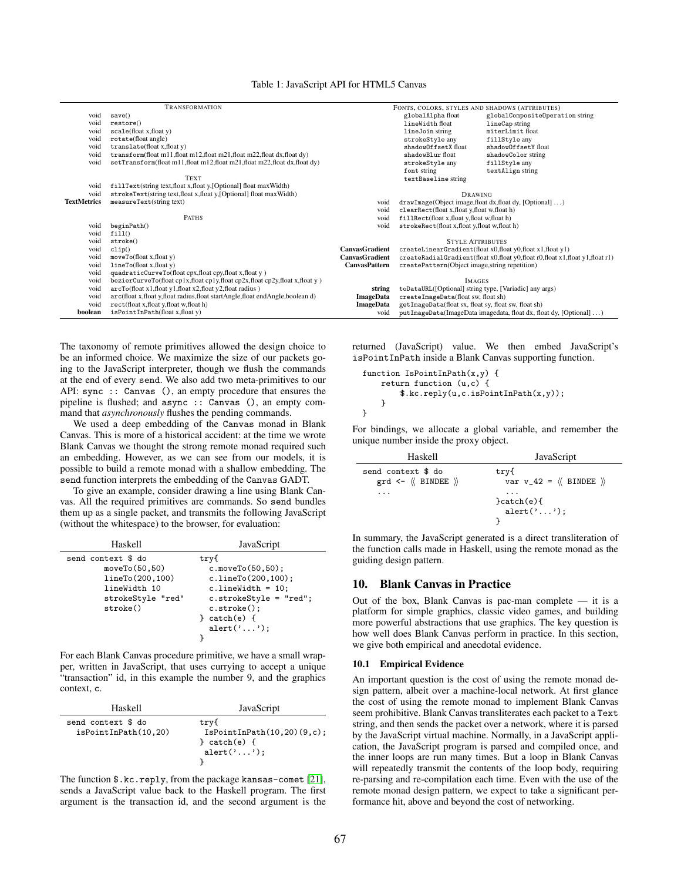Table 1: JavaScript API for HTML5 Canvas

| | TRANSFORMATION |
|---|---|
| void | save() |
| void | restore() |
| void | scale(float x,float y) |
| void | rotate(float angle) |
| void | translate(float x,float y) |
| void | transform(float m11,float m12,float m21,float m22,float dx,float dy) |
| void | setTransform(float m11,float m12,float m21,float m22,float dx,float dy) |
| | TEXT |
| void | fillText(string text,float x,float y,[Optional] float maxWidth) |
| void | strokeText(string text,float x,float y,[Optional] float maxWidth) |
| **TextMetrics** | measureText(string text) |
| | PATHS |
| void | beginPath() |
| void | fill() |
| void | stroke() |
| void | clip() |
| void | moveTo(float x,float y) |
| void | lineTo(float x,float y) |
| void | quadraticCurveTo(float cpx,float cpy,float x,float y ) |
| void | bezierCurveTo(float cp1x,float cp1y,float cp2x,float cp2y,float x,float y ) |
| void | arcTo(float x1,float y1,float x2,float y2,float radius ) |
| void | arc(float x,float y,float radius,float startAngle,float endAngle,boolean d) |
| void | rect(float x,float y,float w,float h) |
| **boolean** | isPointInPath(float x,float y) |

| FONTS, COLORS, STYLES AND SHADOWS (ATTRIBUTES) | |
|---|---|
| globalAlpha float | globalCompositeOperation string |
| lineWidth float | lineCap string |
| lineJoin string | miterLimit float |
| strokeStyle any | fillStyle any |
| shadowOffsetX float | shadowOffsetY float |
| shadowBlur float | shadowColor string |
| strokeStyle any | fillStyle any |
| font string | textAlign string |
| textBaseline string | |

| | DRAWING |
|---|---|
| void | drawImage(Object image,float dx,float dy, [Optional] ...) |
| void | clearRect(float x,float y,float w,float h) |
| void | fillRect(float x,float y,float w,float h) |
| void | strokeRect(float x,float y,float w,float h) |
| | STYLE ATTRIBUTES |
| **CanvasGradient** | createLinearGradient(float x0,float y0,float x1,float y1) |
| **CanvasGradient** | createRadialGradient(float x0,float y0,float r0,float x1,float y1,float r1) |
| **CanvasPattern** | createPattern(Object image,string repetition) |
| | IMAGES |
| **string** | toDataURL([Optional] string type, [Variadic] any args) |
| **ImageData** | createImageData(float sw, float sh) |
| **ImageData** | getImageData(float sx, float sy, float sw, float sh) |
| void | putImageData(ImageData imagedata, float dx, float dy, [Optional] ...) |

The taxonomy of remote primitives allowed the design choice to be an informed choice. We maximize the size of our packets going to the JavaScript interpreter, though we flush the commands at the end of every send. We also add two meta-primitives to our API: `sync :: Canvas ()`, an empty procedure that ensures the pipeline is flushed; and `async :: Canvas ()`, an empty command that *asynchronously* flushes the pending commands.

We used a deep embedding of the Canvas monad in Blank Canvas. This is more of a historical accident: at the time we wrote Blank Canvas we thought the strong remote monad required such an embedding. However, as we can see from our models, it is possible to build a remote monad with a shallow embedding. The send function interprets the embedding of the Canvas GADT.

To give an example, consider drawing a line using Blank Canvas. All the required primitives are commands. So send bundles them up as a single packet, and transmits the following JavaScript (without the whitespace) to the browser, for evaluation:

| Haskell | JavaScript |
|---|---|
| `send context $ do`<br>`    moveTo(50,50)`<br>`    lineTo(200,100)`<br>`    lineWidth 10`<br>`    strokeStyle "red"`<br>`    stroke()` | `try{`<br>`  c.moveTo(50,50);`<br>`  c.lineTo(200,100);`<br>`  c.lineWidth = 10;`<br>`  c.strokeStyle = "red";`<br>`  c.stroke();`<br>`} catch(e) {`<br>`  alert('...');`<br>`}` |

For each Blank Canvas procedure primitive, we have a small wrapper, written in JavaScript, that uses currying to accept a unique "transaction" id, in this example the number 9, and the graphics context, c.

| Haskell | JavaScript |
|---|---|
| `send context $ do`<br>`  isPointInPath(10,20)` | `try{`<br>`  IsPointInPath(10,20)(9,c);`<br>`} catch(e) {`<br>`  alert('...');`<br>`}` |

The function `$.kc.reply`, from the package kansas-comet [21], sends a JavaScript value back to the Haskell program. The first argument is the transaction id, and the second argument is the returned (JavaScript) value. We then embed JavaScript's isPointInPath inside a Blank Canvas supporting function.

```
function IsPointInPath(x,y) {
    return function (u,c) {
        $.kc.reply(u,c.isPointInPath(x,y));
    }
}
```

For bindings, we allocate a global variable, and remember the unique number inside the proxy object.

| Haskell | JavaScript |
|---|---|
| `send context $ do`<br>`  grd <- ⟪ BINDEE ⟫`<br>`  ...` | `try{`<br>`  var v_42 = ⟪ BINDEE ⟫`<br>`  ...`<br>`}catch(e){`<br>`  alert('...');`<br>`}` |

In summary, the JavaScript generated is a direct transliteration of the function calls made in Haskell, using the remote monad as the guiding design pattern.

## 10. Blank Canvas in Practice

Out of the box, Blank Canvas is pac-man complete — it is a platform for simple graphics, classic video games, and building more powerful abstractions that use graphics. The key question is how well does Blank Canvas perform in practice. In this section, we give both empirical and anecdotal evidence.

### 10.1 Empirical Evidence

An important question is the cost of using the remote monad design pattern, albeit over a machine-local network. At first glance the cost of using the remote monad to implement Blank Canvas seem prohibitive. Blank Canvas transliterates each packet to a Text string, and then sends the packet over a network, where it is parsed by the JavaScript virtual machine. Normally, in a JavaScript application, the JavaScript program is parsed and compiled once, and the inner loops are run many times. But a loop in Blank Canvas will repeatedly transmit the contents of the loop body, requiring re-parsing and re-compilation each time. Even with the use of the remote monad design pattern, we expect to take a significant performance hit, above and beyond the cost of networking.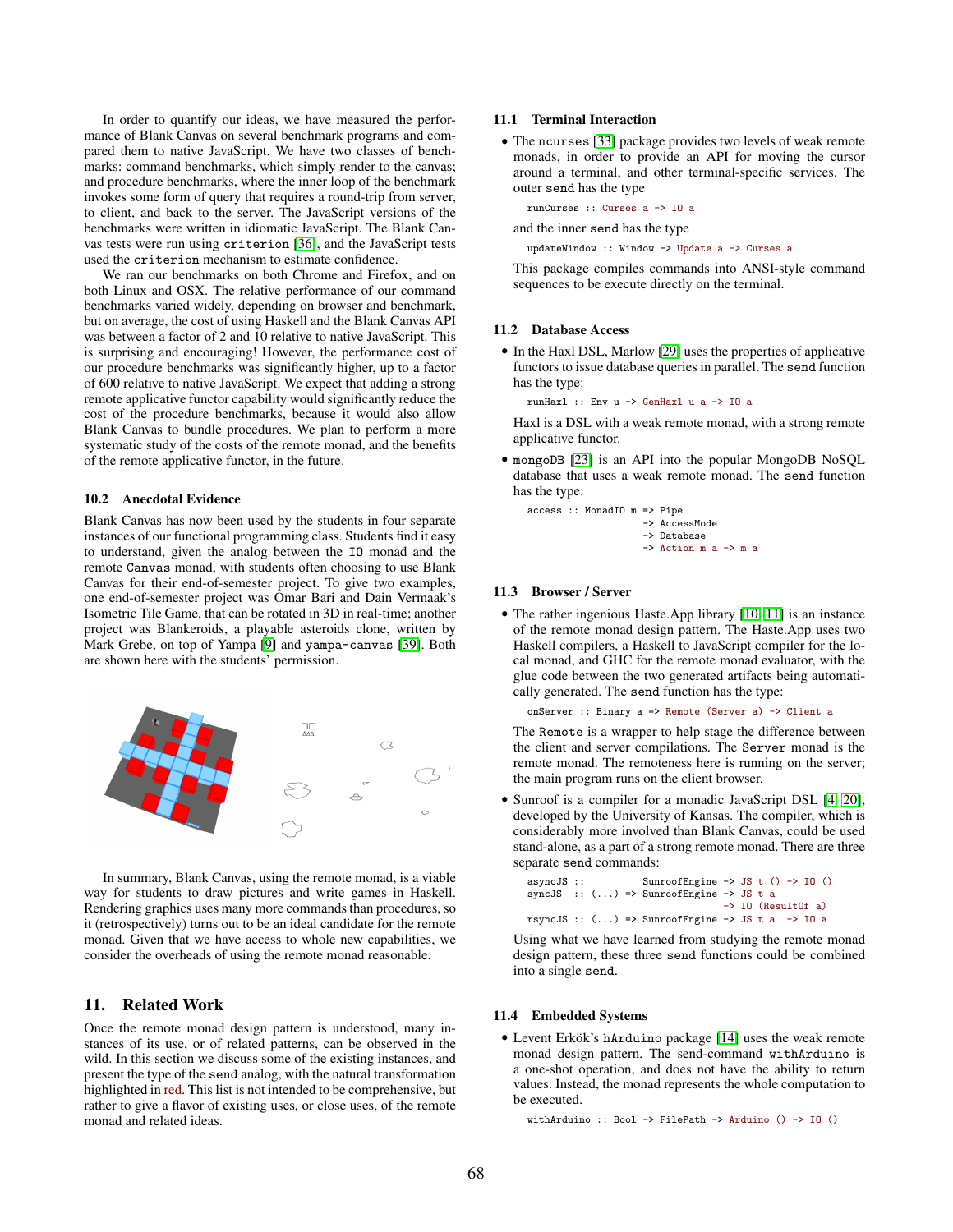In order to quantify our ideas, we have measured the performance of Blank Canvas on several benchmark programs and compared them to native JavaScript. We have two classes of benchmarks: command benchmarks, which simply render to the canvas; and procedure benchmarks, where the inner loop of the benchmark invokes some form of query that requires a round-trip from server, to client, and back to the server. The JavaScript versions of the benchmarks were written in idiomatic JavaScript. The Blank Canvas tests were run using `criterion` [36], and the JavaScript tests used the `criterion` mechanism to estimate confidence.

We ran our benchmarks on both Chrome and Firefox, and on both Linux and OSX. The relative performance of our command benchmarks varied widely, depending on browser and benchmark, but on average, the cost of using Haskell and the Blank Canvas API was between a factor of 2 and 10 relative to native JavaScript. This is surprising and encouraging! However, the performance cost of our procedure benchmarks was significantly higher, up to a factor of 600 relative to native JavaScript. We expect that adding a strong remote applicative functor capability would significantly reduce the cost of the procedure benchmarks, because it would also allow Blank Canvas to bundle procedures. We plan to perform a more systematic study of the costs of the remote monad, and the benefits of the remote applicative functor, in the future.

### 10.2 Anecdotal Evidence

Blank Canvas has now been used by the students in four separate instances of our functional programming class. Students find it easy to understand, given the analog between the `IO` monad and the remote `Canvas` monad, with students often choosing to use Blank Canvas for their end-of-semester project. To give two examples, one end-of-semester project was Omar Bari and Dain Vermaak's Isometric Tile Game, that can be rotated in 3D in real-time; another project was Blankeroids, a playable asteroids clone, written by Mark Grebe, on top of Yampa [9] and `yampa-canvas` [39]. Both are shown here with the students' permission.

In summary, Blank Canvas, using the remote monad, is a viable way for students to draw pictures and write games in Haskell. Rendering graphics uses many more commands than procedures, so it (retrospectively) turns out to be an ideal candidate for the remote monad. Given that we have access to whole new capabilities, we consider the overheads of using the remote monad reasonable.

## 11. Related Work

Once the remote monad design pattern is understood, many instances of its use, or of related patterns, can be observed in the wild. In this section we discuss some of the existing instances, and present the type of the `send` analog, with the natural transformation highlighted in red. This list is not intended to be comprehensive, but rather to give a flavor of existing uses, or close uses, of the remote monad and related ideas.

### 11.1 Terminal Interaction

- The `ncurses` [33] package provides two levels of weak remote monads, in order to provide an API for moving the cursor around a terminal, and other terminal-specific services. The outer `send` has the type

  ```
  runCurses :: Curses a -> IO a
  ```

  and the inner `send` has the type

  ```
  updateWindow :: Window -> Update a -> Curses a
  ```

  This package compiles commands into ANSI-style command sequences to be execute directly on the terminal.

### 11.2 Database Access

- In the Haxl DSL, Marlow [29] uses the properties of applicative functors to issue database queries in parallel. The `send` function has the type:

  ```
  runHaxl :: Env u -> GenHaxl u a -> IO a
  ```

  Haxl is a DSL with a weak remote monad, with a strong remote applicative functor.

- `mongoDB` [23] is an API into the popular MongoDB NoSQL database that uses a weak remote monad. The `send` function has the type:

  ```
  access :: MonadIO m => Pipe
                      -> AccessMode
                      -> Database
                      -> Action m a -> m a
  ```

### 11.3 Browser / Server

- The rather ingenious Haste.App library [10, 11] is an instance of the remote monad design pattern. The Haste.App uses two Haskell compilers, a Haskell to JavaScript compiler for the local monad, and GHC for the remote monad evaluator, with the glue code between the two generated artifacts being automatically generated. The `send` function has the type:

  ```
  onServer :: Binary a => Remote (Server a) -> Client a
  ```

  The `Remote` is a wrapper to help stage the difference between the client and server compilations. The `Server` monad is the remote monad. The remoteness here is running on the server; the main program runs on the client browser.

- Sunroof is a compiler for a monadic JavaScript DSL [4, 20], developed by the University of Kansas. The compiler, which is considerably more involved than Blank Canvas, could be used stand-alone, as a part of a strong remote monad. There are three separate `send` commands:

  ```
  asyncJS ::          SunroofEngine -> JS t () -> IO ()
  syncJS  :: (...) => SunroofEngine -> JS t a
                                    -> IO (ResultOf a)
  rsyncJS :: (...) => SunroofEngine -> JS t a  -> IO a
  ```

  Using what we have learned from studying the remote monad design pattern, these three `send` functions could be combined into a single `send`.

### 11.4 Embedded Systems

- Levent Erkök's `hArduino` package [14] uses the weak remote monad design pattern. The send-command `withArduino` is a one-shot operation, and does not have the ability to return values. Instead, the monad represents the whole computation to be executed.

  ```
  withArduino :: Bool -> FilePath -> Arduino () -> IO ()
  ```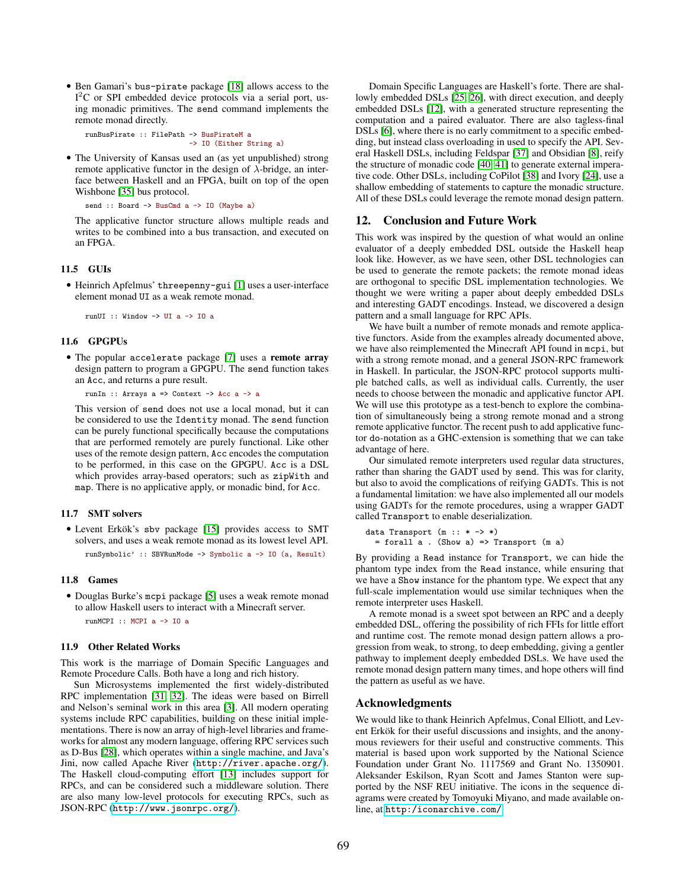- Ben Gamari's `bus-pirate` package [18] allows access to the I$^2$C or SPI embedded device protocols via a serial port, using monadic primitives. The `send` command implements the remote monad directly.

```
runBusPirate :: FilePath -> BusPirateM a
                         -> IO (Either String a)
```

- The University of Kansas used an (as yet unpublished) strong remote applicative functor in the design of $\lambda$-bridge, an interface between Haskell and an FPGA, built on top of the open Wishbone [35] bus protocol.

```
send :: Board -> BusCmd a -> IO (Maybe a)
```

  The applicative functor structure allows multiple reads and writes to be combined into a bus transaction, and executed on an FPGA.

### 11.5 GUIs

- Heinrich Apfelmus' `threepenny-gui` [1] uses a user-interface element monad `UI` as a weak remote monad.

```
runUI :: Window -> UI a -> IO a
```

### 11.6 GPGPUs

- The popular `accelerate` package [7] uses a **remote array** design pattern to program a GPGPU. The `send` function takes an `Acc`, and returns a pure result.

```
runIn :: Arrays a => Context -> Acc a -> a
```

  This version of `send` does not use a local monad, but it can be considered to use the `Identity` monad. The `send` function can be purely functional specifically because the computations that are performed remotely are purely functional. Like other uses of the remote design pattern, `Acc` encodes the computation to be performed, in this case on the GPGPU. `Acc` is a DSL which provides array-based operators; such as `zipWith` and `map`. There is no applicative apply, or monadic bind, for `Acc`.

### 11.7 SMT solvers

- Levent Erkök's `sbv` package [15] provides access to SMT solvers, and uses a weak remote monad as its lowest level API.

```
runSymbolic' :: SBVRunMode -> Symbolic a -> IO (a, Result)
```

### 11.8 Games

- Douglas Burke's `mcpi` package [5] uses a weak remote monad to allow Haskell users to interact with a Minecraft server.

```
runMCPI :: MCPI a -> IO a
```

### 11.9 Other Related Works

This work is the marriage of Domain Specific Languages and Remote Procedure Calls. Both have a long and rich history.

Sun Microsystems implemented the first widely-distributed RPC implementation [31, 32]. The ideas were based on Birrell and Nelson's seminal work in this area [3]. All modern operating systems include RPC capabilities, building on these initial implementations. There is now an array of high-level libraries and frameworks for almost any modern language, offering RPC services such as D-Bus [28], which operates within a single machine, and Java's Jini, now called Apache River (http://river.apache.org/). The Haskell cloud-computing effort [13] includes support for RPCs, and can be considered such a middleware solution. There are also many low-level protocols for executing RPCs, such as JSON-RPC (http://www.jsonrpc.org/).

Domain Specific Languages are Haskell's forte. There are shallowly embedded DSLs [25, 26], with direct execution, and deeply embedded DSLs [12], with a generated structure representing the computation and a paired evaluator. There are also tagless-final DSLs [6], where there is no early commitment to a specific embedding, but instead class overloading in used to specify the API. Several Haskell DSLs, including Feldspar [37] and Obsidian [8], reify the structure of monadic code [40, 41] to generate external imperative code. Other DSLs, including CoPilot [38] and Ivory [24], use a shallow embedding of statements to capture the monadic structure. All of these DSLs could leverage the remote monad design pattern.

## 12. Conclusion and Future Work

This work was inspired by the question of what would an online evaluator of a deeply embedded DSL outside the Haskell heap look like. However, as we have seen, other DSL technologies can be used to generate the remote packets; the remote monad ideas are orthogonal to specific DSL implementation technologies. We thought we were writing a paper about deeply embedded DSLs and interesting GADT encodings. Instead, we discovered a design pattern and a small language for RPC APIs.

We have built a number of remote monads and remote applicative functors. Aside from the examples already documented above, we have also reimplemented the Minecraft API found in `mcpi`, but with a strong remote monad, and a general JSON-RPC framework in Haskell. In particular, the JSON-RPC protocol supports multiple batched calls, as well as individual calls. Currently, the user needs to choose between the monadic and applicative functor API. We will use this prototype as a test-bench to explore the combination of simultaneously being a strong remote monad and a strong remote applicative functor. The recent push to add applicative functor do-notation as a GHC-extension is something that we can take advantage of here.

Our simulated remote interpreters used regular data structures, rather than sharing the GADT used by `send`. This was for clarity, but also to avoid the complications of reifying GADTs. This is not a fundamental limitation: we have also implemented all our models using GADTs for the remote procedures, using a wrapper GADT called `Transport` to enable deserialization.

```
data Transport (m :: * -> *)
  = forall a . (Show a) => Transport (m a)
```

By providing a `Read` instance for `Transport`, we can hide the phantom type index from the `Read` instance, while ensuring that we have a `Show` instance for the phantom type. We expect that any full-scale implementation would use similar techniques when the remote interpreter uses Haskell.

A remote monad is a sweet spot between an RPC and a deeply embedded DSL, offering the possibility of rich FFIs for little effort and runtime cost. The remote monad design pattern allows a progression from weak, to strong, to deep embedding, giving a gentler pathway to implement deeply embedded DSLs. We have used the remote monad design pattern many times, and hope others will find the pattern as useful as we have.

## Acknowledgments

We would like to thank Heinrich Apfelmus, Conal Elliott, and Levent Erkök for their useful discussions and insights, and the anonymous reviewers for their useful and constructive comments. This material is based upon work supported by the National Science Foundation under Grant No. 1117569 and Grant No. 1350901. Aleksander Eskilson, Ryan Scott and James Stanton were supported by the NSF REU initiative. The icons in the sequence diagrams were created by Tomoyuki Miyano, and made available online, at http://iconarchive.com/.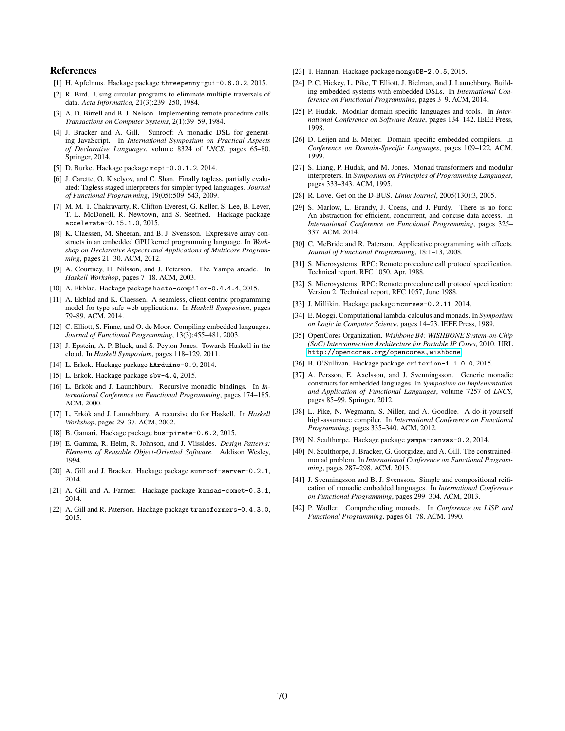## References

[1] H. Apfelmus. Hackage package `threepenny-gui-0.6.0.2`, 2015.

[2] R. Bird. Using circular programs to eliminate multiple traversals of data. *Acta Informatica*, 21(3):239–250, 1984.

[3] A. D. Birrell and B. J. Nelson. Implementing remote procedure calls. *Transactions on Computer Systems*, 2(1):39–59, 1984.

[4] J. Bracker and A. Gill. Sunroof: A monadic DSL for generating JavaScript. In *International Symposium on Practical Aspects of Declarative Languages*, volume 8324 of *LNCS*, pages 65–80. Springer, 2014.

[5] D. Burke. Hackage package `mcpi-0.0.1.2`, 2014.

[6] J. Carette, O. Kiselyov, and C. Shan. Finally tagless, partially evaluated: Tagless staged interpreters for simpler typed languages. *Journal of Functional Programming*, 19(05):509–543, 2009.

[7] M. M. T. Chakravarty, R. Clifton-Everest, G. Keller, S. Lee, B. Lever, T. L. McDonell, R. Newtown, and S. Seefried. Hackage package `accelerate-0.15.1.0`, 2015.

[8] K. Claessen, M. Sheeran, and B. J. Svensson. Expressive array constructs in an embedded GPU kernel programming language. In *Workshop on Declarative Aspects and Applications of Multicore Programming*, pages 21–30. ACM, 2012.

[9] A. Courtney, H. Nilsson, and J. Peterson. The Yampa arcade. In *Haskell Workshop*, pages 7–18. ACM, 2003.

[10] A. Ekblad. Hackage package `haste-compiler-0.4.4.4`, 2015.

[11] A. Ekblad and K. Claessen. A seamless, client-centric programming model for type safe web applications. In *Haskell Symposium*, pages 79–89. ACM, 2014.

[12] C. Elliott, S. Finne, and O. de Moor. Compiling embedded languages. *Journal of Functional Programming*, 13(3):455–481, 2003.

[13] J. Epstein, A. P. Black, and S. Peyton Jones. Towards Haskell in the cloud. In *Haskell Symposium*, pages 118–129, 2011.

[14] L. Erkok. Hackage package `hArduino-0.9`, 2014.

[15] L. Erkok. Hackage package `sbv-4.4`, 2015.

[16] L. Erkök and J. Launchbury. Recursive monadic bindings. In *International Conference on Functional Programming*, pages 174–185. ACM, 2000.

[17] L. Erkök and J. Launchbury. A recursive do for Haskell. In *Haskell Workshop*, pages 29–37. ACM, 2002.

[18] B. Gamari. Hackage package `bus-pirate-0.6.2`, 2015.

[19] E. Gamma, R. Helm, R. Johnson, and J. Vlissides. *Design Patterns: Elements of Reusable Object-Oriented Software*. Addison Wesley, 1994.

[20] A. Gill and J. Bracker. Hackage package `sunroof-server-0.2.1`, 2014.

[21] A. Gill and A. Farmer. Hackage package `kansas-comet-0.3.1`, 2014.

[22] A. Gill and R. Paterson. Hackage package `transformers-0.4.3.0`, 2015.

[23] T. Hannan. Hackage package `mongoDB-2.0.5`, 2015.

[24] P. C. Hickey, L. Pike, T. Elliott, J. Bielman, and J. Launchbury. Building embedded systems with embedded DSLs. In *International Conference on Functional Programming*, pages 3–9. ACM, 2014.

[25] P. Hudak. Modular domain specific languages and tools. In *International Conference on Software Reuse*, pages 134–142. IEEE Press, 1998.

[26] D. Leijen and E. Meijer. Domain specific embedded compilers. In *Conference on Domain-Specific Languages*, pages 109–122. ACM, 1999.

[27] S. Liang, P. Hudak, and M. Jones. Monad transformers and modular interpreters. In *Symposium on Principles of Programming Languages*, pages 333–343. ACM, 1995.

[28] R. Love. Get on the D-BUS. *Linux Journal*, 2005(130):3, 2005.

[29] S. Marlow, L. Brandy, J. Coens, and J. Purdy. There is no fork: An abstraction for efficient, concurrent, and concise data access. In *International Conference on Functional Programming*, pages 325–337. ACM, 2014.

[30] C. McBride and R. Paterson. Applicative programming with effects. *Journal of Functional Programming*, 18:1–13, 2008.

[31] S. Microsystems. RPC: Remote procedure call protocol specification. Technical report, RFC 1050, Apr. 1988.

[32] S. Microsystems. RPC: Remote procedure call protocol specification: Version 2. Technical report, RFC 1057, June 1988.

[33] J. Millikin. Hackage package `ncurses-0.2.11`, 2014.

[34] E. Moggi. Computational lambda-calculus and monads. In *Symposium on Logic in Computer Science*, pages 14–23. IEEE Press, 1989.

[35] OpenCores Organization. *Wishbone B4: WISHBONE System-on-Chip (SoC) Interconnection Architecture for Portable IP Cores*, 2010. URL `http://opencores.org/opencores,wishbone`.

[36] B. O'Sullivan. Hackage package `criterion-1.1.0.0`, 2015.

[37] A. Persson, E. Axelsson, and J. Svenningsson. Generic monadic constructs for embedded languages. In *Symposium on Implementation and Application of Functional Languages*, volume 7257 of *LNCS*, pages 85–99. Springer, 2012.

[38] L. Pike, N. Wegmann, S. Niller, and A. Goodloe. A do-it-yourself high-assurance compiler. In *International Conference on Functional Programming*, pages 335–340. ACM, 2012.

[39] N. Sculthorpe. Hackage package `yampa-canvas-0.2`, 2014.

[40] N. Sculthorpe, J. Bracker, G. Giorgidze, and A. Gill. The constrained-monad problem. In *International Conference on Functional Programming*, pages 287–298. ACM, 2013.

[41] J. Svenningsson and B. J. Svensson. Simple and compositional reification of monadic embedded languages. In *International Conference on Functional Programming*, pages 299–304. ACM, 2013.

[42] P. Wadler. Comprehending monads. In *Conference on LISP and Functional Programming*, pages 61–78. ACM, 1990.